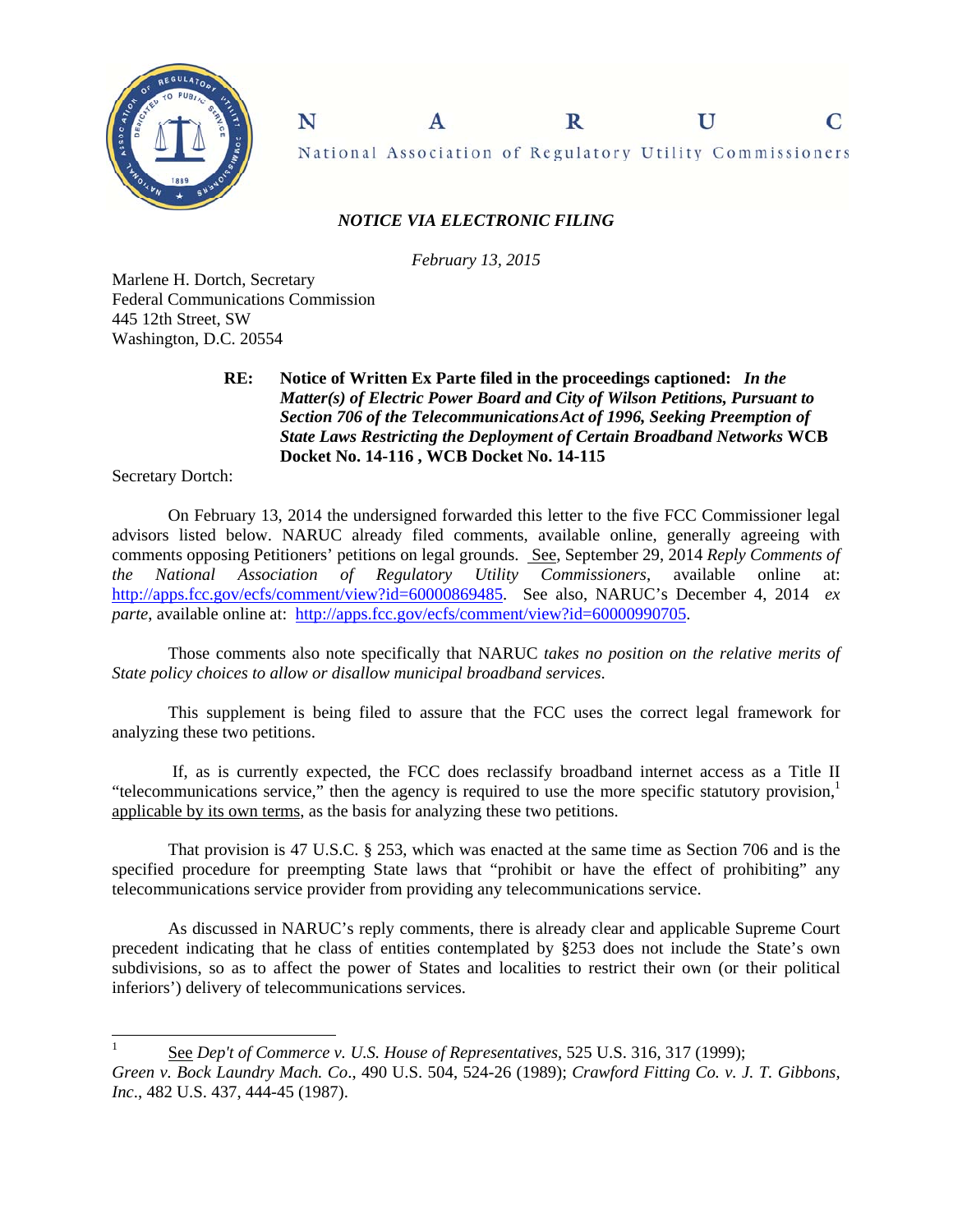N A R U C

National Association of Regulatory Utility Commissioners

*NOTICE VIA ELECTRONIC FILING*

*February 13, 2015*

Marlene H. Dortch, Secretary
Federal Communications Commission
445 12th Street, SW
Washington, D.C. 20554

**RE: Notice of Written Ex Parte filed in the proceedings captioned: *In the Matter(s) of Electric Power Board and City of Wilson Petitions, Pursuant to Section 706 of the Telecommunications Act of 1996, Seeking Preemption of State Laws Restricting the Deployment of Certain Broadband Networks* WCB Docket No. 14-116 , WCB Docket No. 14-115**

Secretary Dortch:

On February 13, 2014 the undersigned forwarded this letter to the five FCC Commissioner legal advisors listed below. NARUC already filed comments, available online, generally agreeing with comments opposing Petitioners' petitions on legal grounds. See, September 29, 2014 *Reply Comments of the National Association of Regulatory Utility Commissioners*, available online at: http://apps.fcc.gov/ecfs/comment/view?id=60000869485. See also, NARUC's December 4, 2014 *ex parte*, available online at: http://apps.fcc.gov/ecfs/comment/view?id=60000990705.

Those comments also note specifically that NARUC *takes no position on the relative merits of State policy choices to allow or disallow municipal broadband services.*

This supplement is being filed to assure that the FCC uses the correct legal framework for analyzing these two petitions.

If, as is currently expected, the FCC does reclassify broadband internet access as a Title II "telecommunications service," then the agency is required to use the more specific statutory provision,[1] applicable by its own terms, as the basis for analyzing these two petitions.

That provision is 47 U.S.C. § 253, which was enacted at the same time as Section 706 and is the specified procedure for preempting State laws that "prohibit or have the effect of prohibiting" any telecommunications service provider from providing any telecommunications service.

As discussed in NARUC's reply comments, there is already clear and applicable Supreme Court precedent indicating that he class of entities contemplated by §253 does not include the State's own subdivisions, so as to affect the power of States and localities to restrict their own (or their political inferiors') delivery of telecommunications services.

---

[1] See *Dep't of Commerce v. U.S. House of Representatives*, 525 U.S. 316, 317 (1999); *Green v. Bock Laundry Mach. Co*., 490 U.S. 504, 524-26 (1989); *Crawford Fitting Co. v. J. T. Gibbons, Inc*., 482 U.S. 437, 444-45 (1987).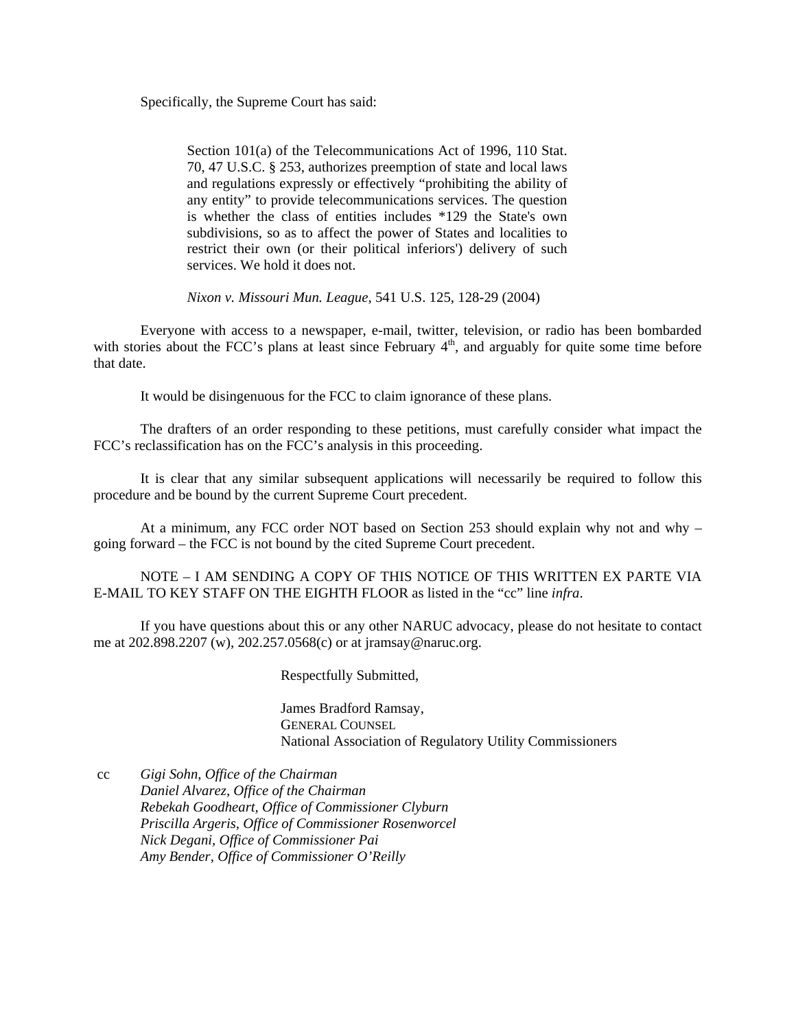Specifically, the Supreme Court has said:

> Section 101(a) of the Telecommunications Act of 1996, 110 Stat. 70, 47 U.S.C. § 253, authorizes preemption of state and local laws and regulations expressly or effectively "prohibiting the ability of any entity" to provide telecommunications services. The question is whether the class of entities includes *129 the State's own subdivisions, so as to affect the power of States and localities to restrict their own (or their political inferiors') delivery of such services. We hold it does not.
>
> *Nixon v. Missouri Mun. League*, 541 U.S. 125, 128-29 (2004)

Everyone with access to a newspaper, e-mail, twitter, television, or radio has been bombarded with stories about the FCC's plans at least since February 4th, and arguably for quite some time before that date.

It would be disingenuous for the FCC to claim ignorance of these plans.

The drafters of an order responding to these petitions, must carefully consider what impact the FCC's reclassification has on the FCC's analysis in this proceeding.

It is clear that any similar subsequent applications will necessarily be required to follow this procedure and be bound by the current Supreme Court precedent.

At a minimum, any FCC order NOT based on Section 253 should explain why not and why – going forward – the FCC is not bound by the cited Supreme Court precedent.

NOTE – I AM SENDING A COPY OF THIS NOTICE OF THIS WRITTEN EX PARTE VIA E-MAIL TO KEY STAFF ON THE EIGHTH FLOOR as listed in the "cc" line *infra*.

If you have questions about this or any other NARUC advocacy, please do not hesitate to contact me at 202.898.2207 (w), 202.257.0568(c) or at jramsay@naruc.org.

Respectfully Submitted,

James Bradford Ramsay,
GENERAL COUNSEL
National Association of Regulatory Utility Commissioners

cc *Gigi Sohn, Office of the Chairman*
*Daniel Alvarez, Office of the Chairman*
*Rebekah Goodheart, Office of Commissioner Clyburn*
*Priscilla Argeris, Office of Commissioner Rosenworcel*
*Nick Degani, Office of Commissioner Pai*
*Amy Bender, Office of Commissioner O'Reilly*